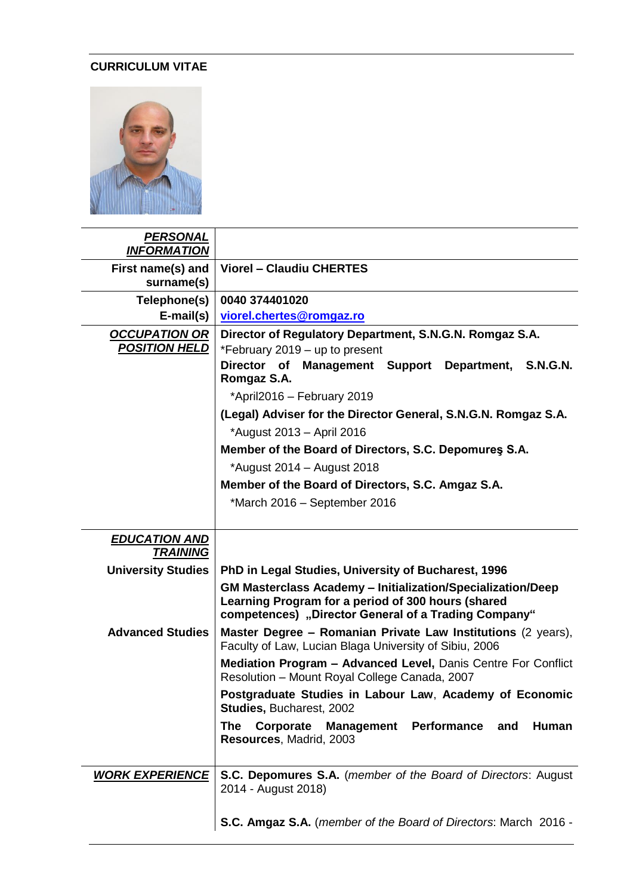**CURRICULUM VITAE**

| ***PERSONAL INFORMATION*** | |
|---|---|
| **First name(s) and surname(s)** | **Viorel – Claudiu CHERTES** |
| **Telephone(s)** **E-mail(s)** | **0040 374401020** **viorel.chertes@romgaz.ro** |
| ***OCCUPATION OR POSITION HELD*** | **Director of Regulatory Department, S.N.G.N. Romgaz S.A.** *February 2019 – up to present **Director of Management Support Department, S.N.G.N. Romgaz S.A.** *April2016 – February 2019 **(Legal) Adviser for the Director General, S.N.G.N. Romgaz S.A.** *August 2013 – April 2016 **Member of the Board of Directors, S.C. Depomureş S.A.** *August 2014 – August 2018 **Member of the Board of Directors, S.C. Amgaz S.A.** *March 2016 – September 2016 |
| ***EDUCATION AND TRAINING*** | |
| **University Studies** | **PhD in Legal Studies, University of Bucharest, 1996** **GM Masterclass Academy – Initialization/Specialization/Deep Learning Program for a period of 300 hours (shared competences) „Director General of a Trading Company"** |
| **Advanced Studies** | **Master Degree – Romanian Private Law Institutions** (2 years), Faculty of Law, Lucian Blaga University of Sibiu, 2006 **Mediation Program – Advanced Level,** Danis Centre For Conflict Resolution – Mount Royal College Canada, 2007 **Postgraduate Studies in Labour Law**, **Academy of Economic Studies,** Bucharest, 2002 **The Corporate Management Performance and Human Resources**, Madrid, 2003 |
| ***WORK EXPERIENCE*** | **S.C. Depomures S.A.** (*member of the Board of Directors*: August 2014 - August 2018) **S.C. Amgaz S.A.** (*member of the Board of Directors*: March 2016 - |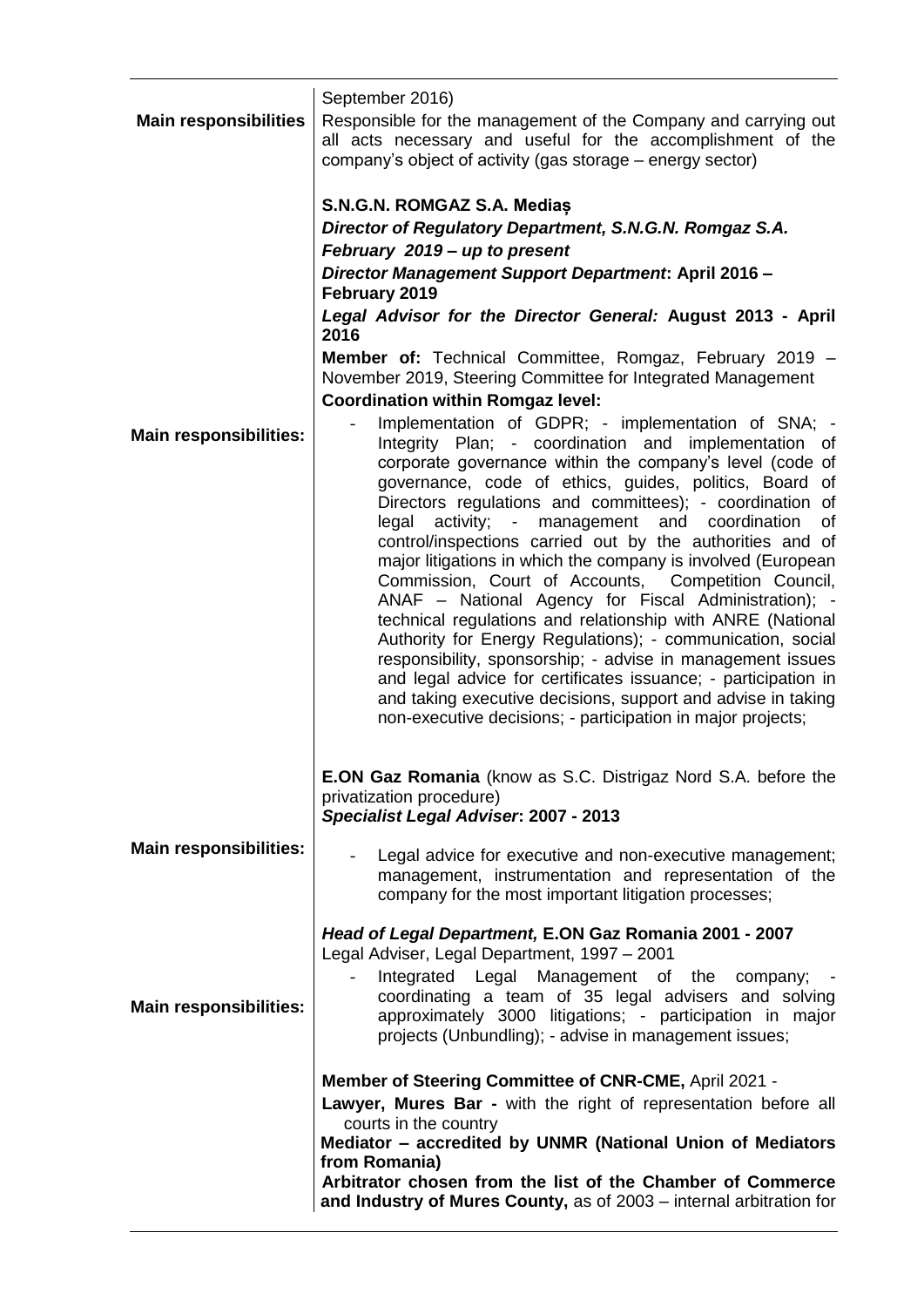| | |
|---|---|
| | September 2016) |
| **Main responsibilities** | Responsible for the management of the Company and carrying out all acts necessary and useful for the accomplishment of the company's object of activity (gas storage – energy sector) |
| | **S.N.G.N. ROMGAZ S.A. Mediaș**<br>***Director of Regulatory Department, S.N.G.N. Romgaz S.A.***<br>***February 2019 – up to present***<br>***Director Management Support Department*: April 2016 – February 2019**<br>***Legal Advisor for the Director General:* August 2013 - April 2016**<br>**Member of:** Technical Committee, Romgaz, February 2019 – November 2019, Steering Committee for Integrated Management<br>**Coordination within Romgaz level:** |
| **Main responsibilities:** | - Implementation of GDPR; - implementation of SNA; - Integrity Plan; - coordination and implementation of corporate governance within the company's level (code of governance, code of ethics, guides, politics, Board of Directors regulations and committees); - coordination of legal activity; - management and coordination of control/inspections carried out by the authorities and of major litigations in which the company is involved (European Commission, Court of Accounts, Competition Council, ANAF – National Agency for Fiscal Administration); - technical regulations and relationship with ANRE (National Authority for Energy Regulations); - communication, social responsibility, sponsorship; - advise in management issues and legal advice for certificates issuance; - participation in and taking executive decisions, support and advise in taking non-executive decisions; - participation in major projects; |
| | **E.ON Gaz Romania** (know as S.C. Distrigaz Nord S.A. before the privatization procedure)<br>***Specialist Legal Adviser*: 2007 - 2013** |
| **Main responsibilities:** | - Legal advice for executive and non-executive management; management, instrumentation and representation of the company for the most important litigation processes; |
| | ***Head of Legal Department,* E.ON Gaz Romania 2001 - 2007**<br>Legal Adviser, Legal Department, 1997 – 2001 |
| **Main responsibilities:** | - Integrated Legal Management of the company; - coordinating a team of 35 legal advisers and solving approximately 3000 litigations; - participation in major projects (Unbundling); - advise in management issues; |
| | **Member of Steering Committee of CNR-CME,** April 2021 -<br>**Lawyer, Mures Bar -** with the right of representation before all courts in the country<br>**Mediator – accredited by UNMR (National Union of Mediators from Romania)**<br>**Arbitrator chosen from the list of the Chamber of Commerce and Industry of Mures County,** as of 2003 – internal arbitration for |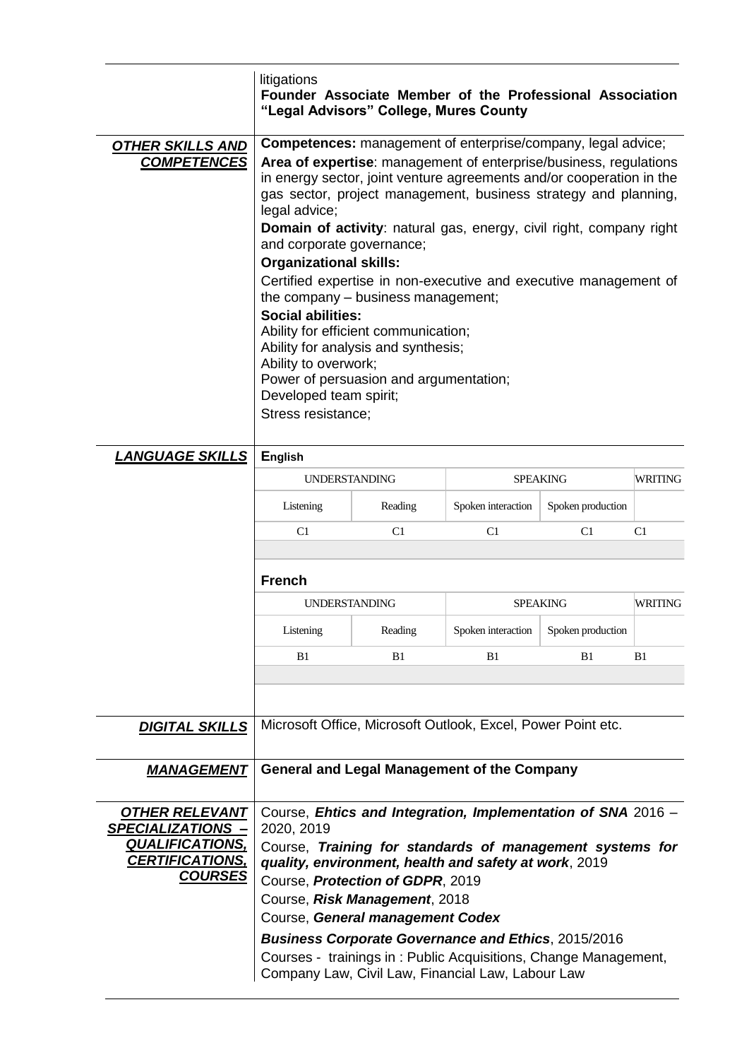litigations

**Founder Associate Member of the Professional Association "Legal Advisors" College, Mures County**

## *OTHER SKILLS AND COMPETENCES*

**Competences:** management of enterprise/company, legal advice;

**Area of expertise**: management of enterprise/business, regulations in energy sector, joint venture agreements and/or cooperation in the gas sector, project management, business strategy and planning, legal advice;

**Domain of activity**: natural gas, energy, civil right, company right and corporate governance;

**Organizational skills:**

Certified expertise in non-executive and executive management of the company – business management;

**Social abilities:**

Ability for efficient communication;
Ability for analysis and synthesis;
Ability to overwork;
Power of persuasion and argumentation;
Developed team spirit;
Stress resistance;

## *LANGUAGE SKILLS*

**English**

| UNDERSTANDING | | SPEAKING | | WRITING |
|---|---|---|---|---|
| Listening | Reading | Spoken interaction | Spoken production | |
| C1 | C1 | C1 | C1 | C1 |

**French**

| UNDERSTANDING | | SPEAKING | | WRITING |
|---|---|---|---|---|
| Listening | Reading | Spoken interaction | Spoken production | |
| B1 | B1 | B1 | B1 | B1 |

## *DIGITAL SKILLS*

Microsoft Office, Microsoft Outlook, Excel, Power Point etc.

## *MANAGEMENT*

**General and Legal Management of the Company**

## *OTHER RELEVANT SPECIALIZATIONS – QUALIFICATIONS, CERTIFICATIONS, COURSES*

Course, ***Ehtics and Integration, Implementation of SNA*** 2016 – 2020, 2019

Course, ***Training for standards of management systems for quality, environment, health and safety at work***, 2019

Course, ***Protection of GDPR***, 2019

Course, ***Risk Management***, 2018

Course, ***General management Codex***

***Business Corporate Governance and Ethics***, 2015/2016

Courses - trainings in : Public Acquisitions, Change Management, Company Law, Civil Law, Financial Law, Labour Law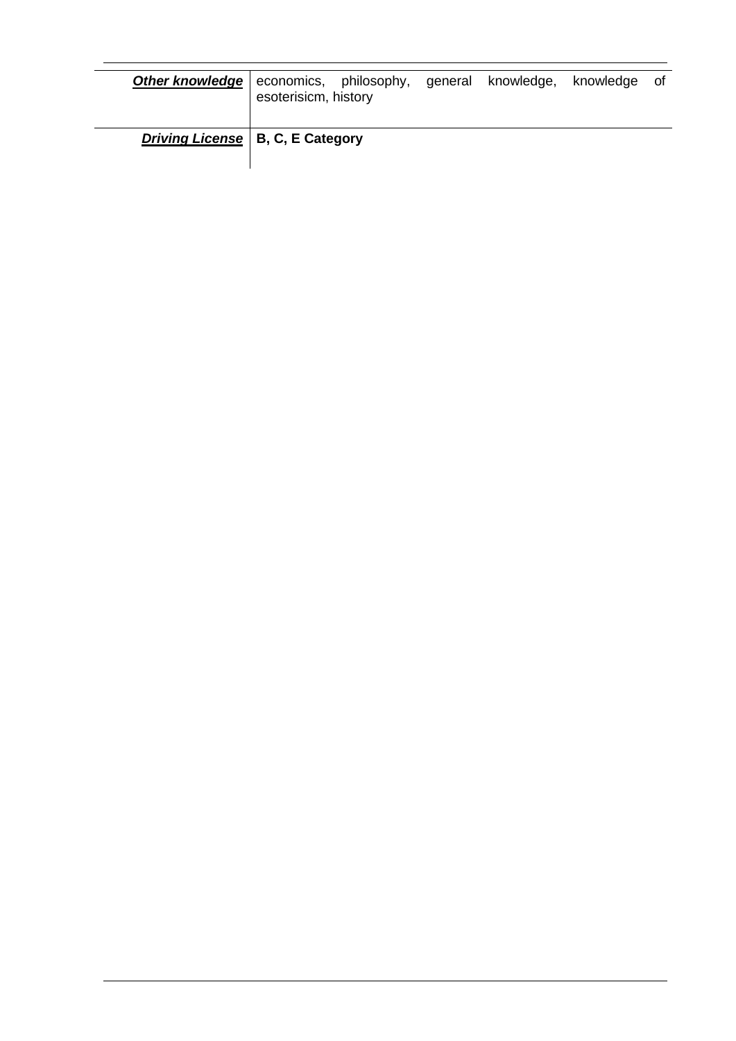| | |
|---|---|
| _**Other knowledge**_ | economics, philosophy, general knowledge, knowledge of esoterisicm, history |
| _**Driving License**_ | **B, C, E Category** |